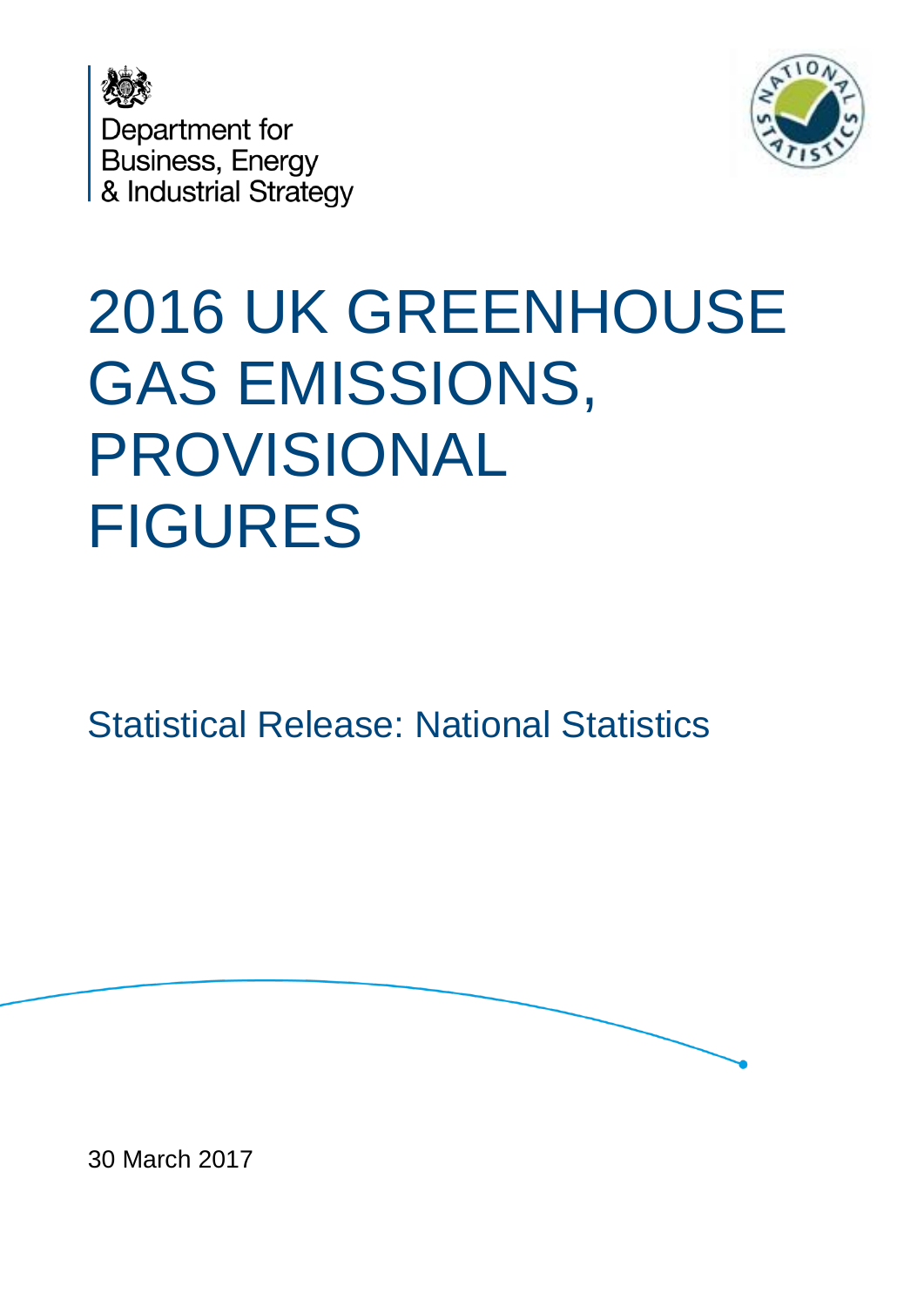Department for
Business, Energy
& Industrial Strategy

# 2016 UK GREENHOUSE GAS EMISSIONS, PROVISIONAL FIGURES

Statistical Release: National Statistics

30 March 2017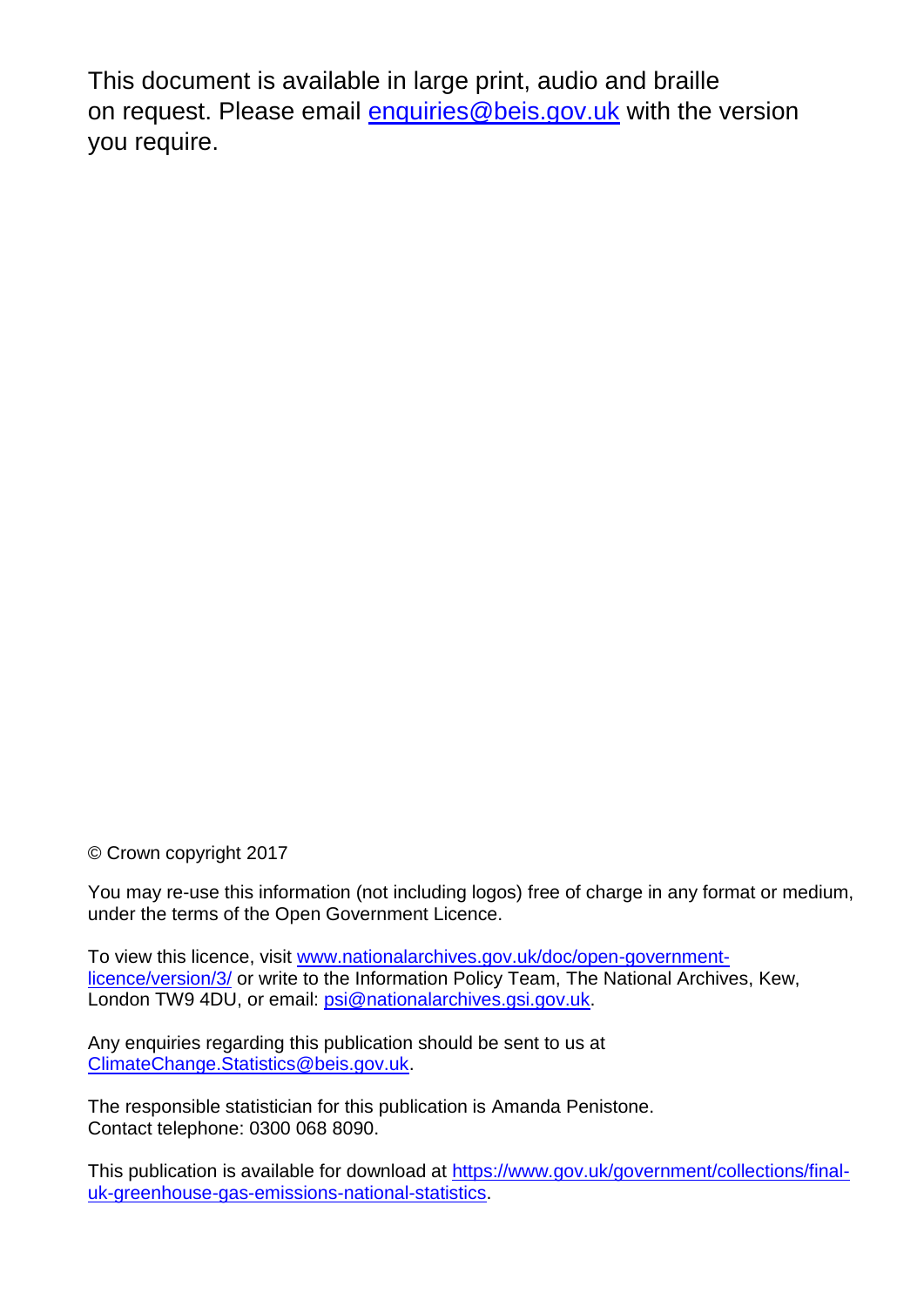This document is available in large print, audio and braille on request. Please email enquiries@beis.gov.uk with the version you require.

© Crown copyright 2017

You may re-use this information (not including logos) free of charge in any format or medium, under the terms of the Open Government Licence.

To view this licence, visit www.nationalarchives.gov.uk/doc/open-government-licence/version/3/ or write to the Information Policy Team, The National Archives, Kew, London TW9 4DU, or email: psi@nationalarchives.gsi.gov.uk.

Any enquiries regarding this publication should be sent to us at ClimateChange.Statistics@beis.gov.uk.

The responsible statistician for this publication is Amanda Penistone.
Contact telephone: 0300 068 8090.

This publication is available for download at https://www.gov.uk/government/collections/final-uk-greenhouse-gas-emissions-national-statistics.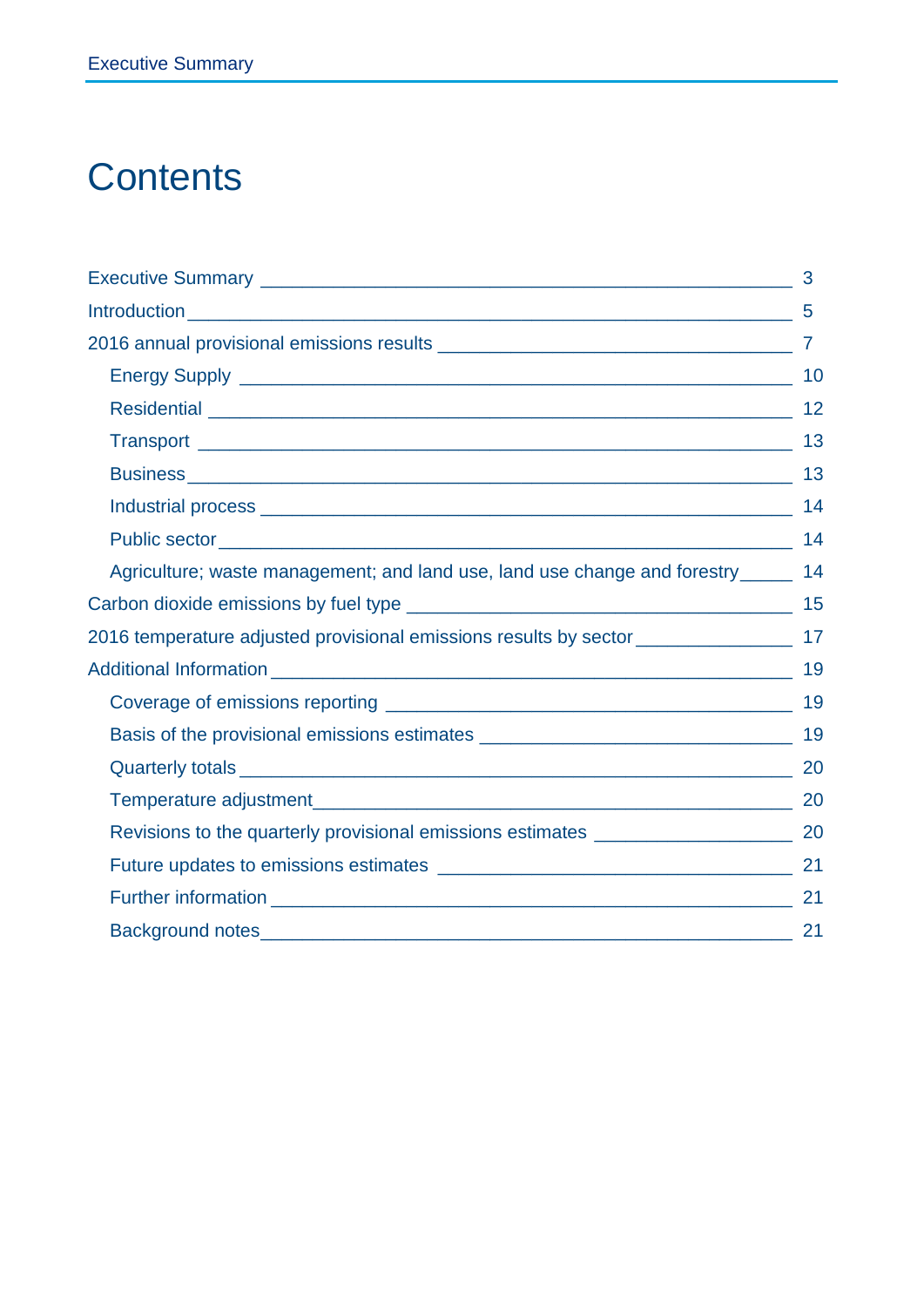# Contents

Executive Summary ____________________________________________ 3

Introduction ________________________________________________ 5

2016 annual provisional emissions results _______________________ 7

- Energy Supply ______________________________________ 10
- Residential ________________________________________ 12
- Transport _________________________________________ 13
- Business __________________________________________ 13
- Industrial process ___________________________________ 14
- Public sector _______________________________________ 14
- Agriculture; waste management; and land use, land use change and forestry _____ 14

Carbon dioxide emissions by fuel type ___________________________ 15

2016 temperature adjusted provisional emissions results by sector _______ 17

Additional Information _______________________________________ 19

- Coverage of emissions reporting _______________________ 19
- Basis of the provisional emissions estimates ______________ 19
- Quarterly totals _____________________________________ 20
- Temperature adjustment ______________________________ 20
- Revisions to the quarterly provisional emissions estimates ____ 20
- Future updates to emissions estimates ___________________ 21
- Further information __________________________________ 21
- Background notes ___________________________________ 21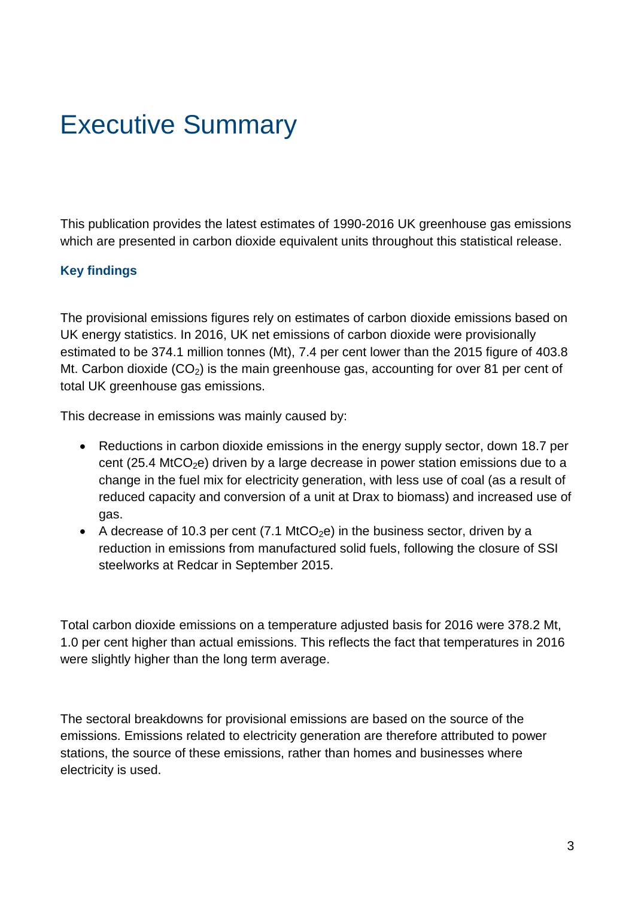# Executive Summary

This publication provides the latest estimates of 1990-2016 UK greenhouse gas emissions which are presented in carbon dioxide equivalent units throughout this statistical release.

### Key findings

The provisional emissions figures rely on estimates of carbon dioxide emissions based on UK energy statistics. In 2016, UK net emissions of carbon dioxide were provisionally estimated to be 374.1 million tonnes (Mt), 7.4 per cent lower than the 2015 figure of 403.8 Mt. Carbon dioxide ($CO_2$) is the main greenhouse gas, accounting for over 81 per cent of total UK greenhouse gas emissions.

This decrease in emissions was mainly caused by:

- Reductions in carbon dioxide emissions in the energy supply sector, down 18.7 per cent (25.4 $MtCO_2e$) driven by a large decrease in power station emissions due to a change in the fuel mix for electricity generation, with less use of coal (as a result of reduced capacity and conversion of a unit at Drax to biomass) and increased use of gas.
- A decrease of 10.3 per cent (7.1 $MtCO_2e$) in the business sector, driven by a reduction in emissions from manufactured solid fuels, following the closure of SSI steelworks at Redcar in September 2015.

Total carbon dioxide emissions on a temperature adjusted basis for 2016 were 378.2 Mt, 1.0 per cent higher than actual emissions. This reflects the fact that temperatures in 2016 were slightly higher than the long term average.

The sectoral breakdowns for provisional emissions are based on the source of the emissions. Emissions related to electricity generation are therefore attributed to power stations, the source of these emissions, rather than homes and businesses where electricity is used.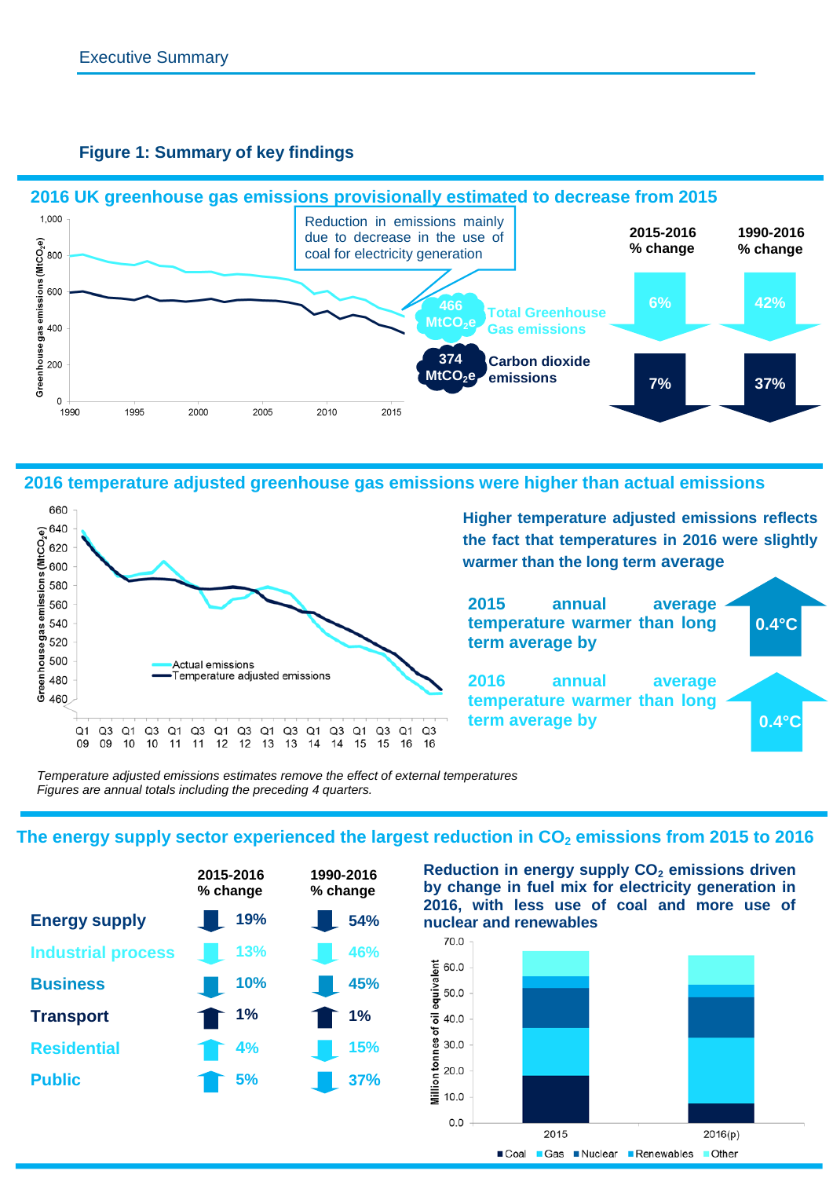## Figure 1: Summary of key findings

### 2016 UK greenhouse gas emissions provisionally estimated to decrease from 2015

Reduction in emissions mainly due to decrease in the use of coal for electricity generation

| | 2016 | 2015-2016 % change | 1990-2016 % change |
|---|---|---|---|
| Total Greenhouse Gas emissions | 466 $MtCO_2e$ | 6% | 42% |
| Carbon dioxide emissions | 374 $MtCO_2e$ | 7% | 37% |

### 2016 temperature adjusted greenhouse gas emissions were higher than actual emissions

Higher temperature adjusted emissions reflects the fact that temperatures in 2016 were slightly warmer than the long term average

2015 annual average temperature warmer than long term average by 0.4°C

2016 annual average temperature warmer than long term average by 0.4°C

*Temperature adjusted emissions estimates remove the effect of external temperatures*
*Figures are annual totals including the preceding 4 quarters.*

### The energy supply sector experienced the largest reduction in $CO_2$ emissions from 2015 to 2016

| | 2015-2016 % change | 1990-2016 % change |
|---|---|---|
| Energy supply | ↓ 19% | ↓ 54% |
| Industrial process | ↓ 13% | ↓ 46% |
| Business | ↓ 10% | ↓ 45% |
| Transport | ↑ 1% | ↑ 1% |
| Residential | ↑ 4% | ↓ 15% |
| Public | ↑ 5% | ↓ 37% |

Reduction in energy supply $CO_2$ emissions driven by change in fuel mix for electricity generation in 2016, with less use of coal and more use of nuclear and renewables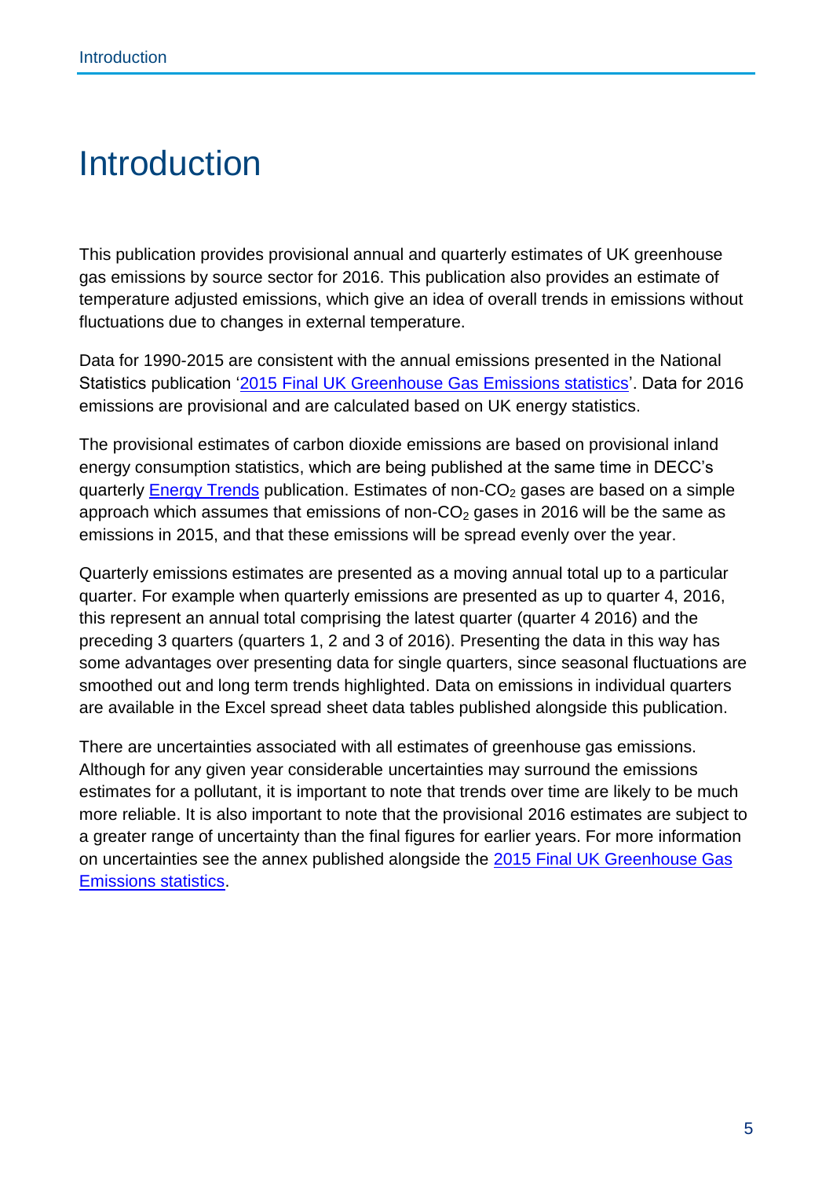# Introduction

This publication provides provisional annual and quarterly estimates of UK greenhouse gas emissions by source sector for 2016. This publication also provides an estimate of temperature adjusted emissions, which give an idea of overall trends in emissions without fluctuations due to changes in external temperature.

Data for 1990-2015 are consistent with the annual emissions presented in the National Statistics publication '2015 Final UK Greenhouse Gas Emissions statistics'. Data for 2016 emissions are provisional and are calculated based on UK energy statistics.

The provisional estimates of carbon dioxide emissions are based on provisional inland energy consumption statistics, which are being published at the same time in DECC's quarterly Energy Trends publication. Estimates of non-$CO_2$ gases are based on a simple approach which assumes that emissions of non-$CO_2$ gases in 2016 will be the same as emissions in 2015, and that these emissions will be spread evenly over the year.

Quarterly emissions estimates are presented as a moving annual total up to a particular quarter. For example when quarterly emissions are presented as up to quarter 4, 2016, this represent an annual total comprising the latest quarter (quarter 4 2016) and the preceding 3 quarters (quarters 1, 2 and 3 of 2016). Presenting the data in this way has some advantages over presenting data for single quarters, since seasonal fluctuations are smoothed out and long term trends highlighted. Data on emissions in individual quarters are available in the Excel spread sheet data tables published alongside this publication.

There are uncertainties associated with all estimates of greenhouse gas emissions. Although for any given year considerable uncertainties may surround the emissions estimates for a pollutant, it is important to note that trends over time are likely to be much more reliable. It is also important to note that the provisional 2016 estimates are subject to a greater range of uncertainty than the final figures for earlier years. For more information on uncertainties see the annex published alongside the 2015 Final UK Greenhouse Gas Emissions statistics.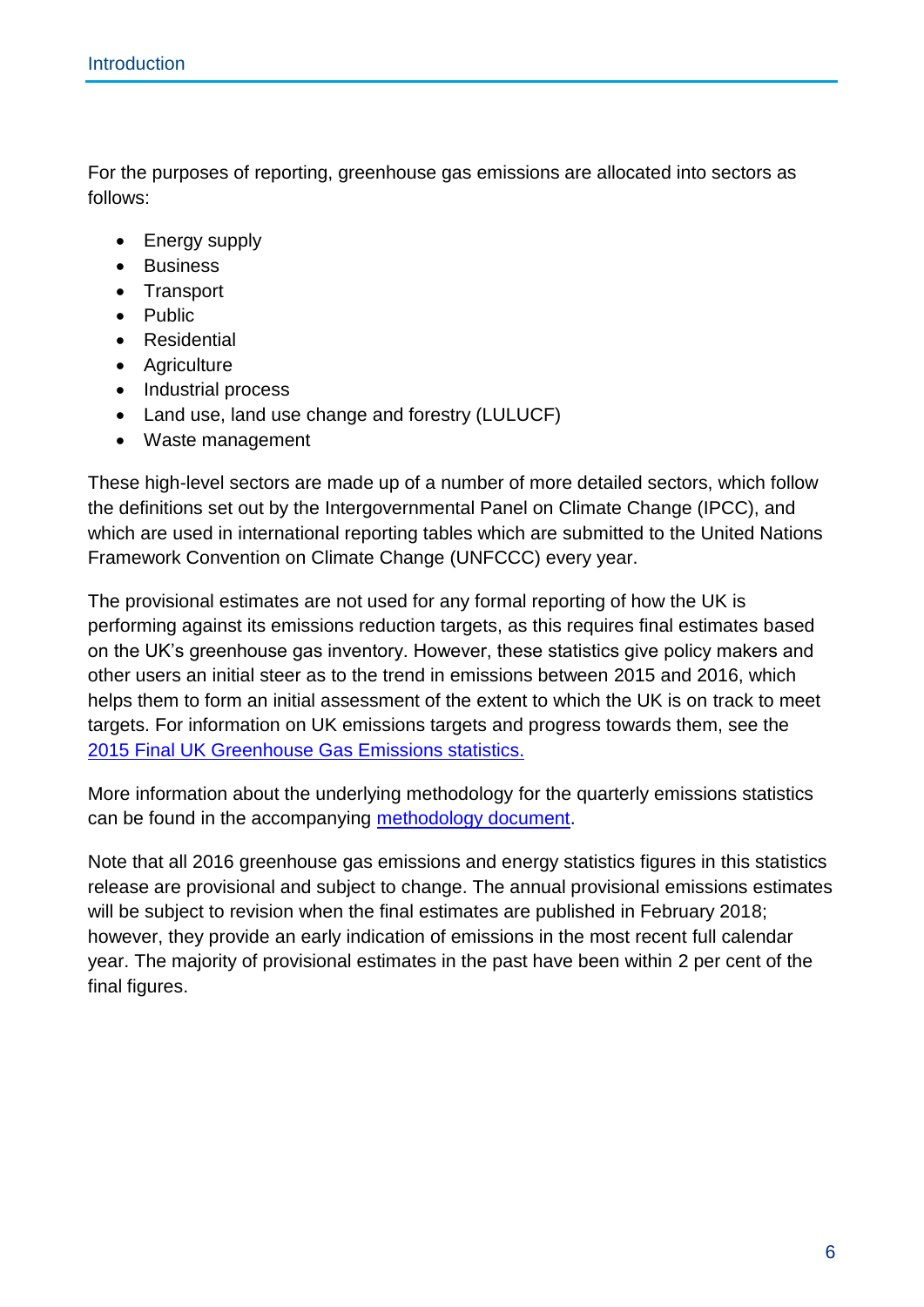For the purposes of reporting, greenhouse gas emissions are allocated into sectors as follows:

- Energy supply
- Business
- Transport
- Public
- Residential
- Agriculture
- Industrial process
- Land use, land use change and forestry (LULUCF)
- Waste management

These high-level sectors are made up of a number of more detailed sectors, which follow the definitions set out by the Intergovernmental Panel on Climate Change (IPCC), and which are used in international reporting tables which are submitted to the United Nations Framework Convention on Climate Change (UNFCCC) every year.

The provisional estimates are not used for any formal reporting of how the UK is performing against its emissions reduction targets, as this requires final estimates based on the UK's greenhouse gas inventory. However, these statistics give policy makers and other users an initial steer as to the trend in emissions between 2015 and 2016, which helps them to form an initial assessment of the extent to which the UK is on track to meet targets. For information on UK emissions targets and progress towards them, see the [2015 Final UK Greenhouse Gas Emissions statistics.]()

More information about the underlying methodology for the quarterly emissions statistics can be found in the accompanying [methodology document]().

Note that all 2016 greenhouse gas emissions and energy statistics figures in this statistics release are provisional and subject to change. The annual provisional emissions estimates will be subject to revision when the final estimates are published in February 2018; however, they provide an early indication of emissions in the most recent full calendar year. The majority of provisional estimates in the past have been within 2 per cent of the final figures.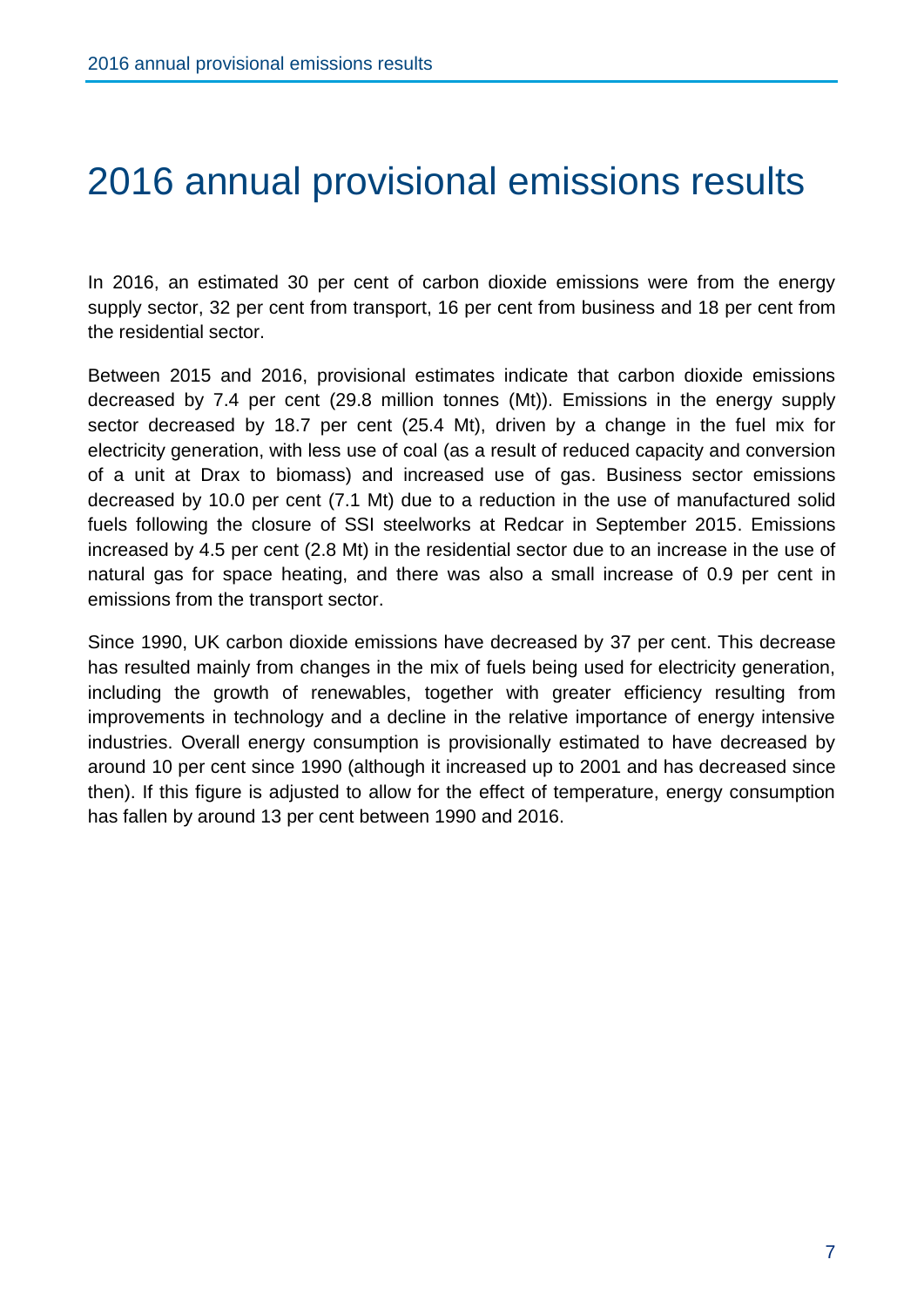# 2016 annual provisional emissions results

In 2016, an estimated 30 per cent of carbon dioxide emissions were from the energy supply sector, 32 per cent from transport, 16 per cent from business and 18 per cent from the residential sector.

Between 2015 and 2016, provisional estimates indicate that carbon dioxide emissions decreased by 7.4 per cent (29.8 million tonnes (Mt)). Emissions in the energy supply sector decreased by 18.7 per cent (25.4 Mt), driven by a change in the fuel mix for electricity generation, with less use of coal (as a result of reduced capacity and conversion of a unit at Drax to biomass) and increased use of gas. Business sector emissions decreased by 10.0 per cent (7.1 Mt) due to a reduction in the use of manufactured solid fuels following the closure of SSI steelworks at Redcar in September 2015. Emissions increased by 4.5 per cent (2.8 Mt) in the residential sector due to an increase in the use of natural gas for space heating, and there was also a small increase of 0.9 per cent in emissions from the transport sector.

Since 1990, UK carbon dioxide emissions have decreased by 37 per cent. This decrease has resulted mainly from changes in the mix of fuels being used for electricity generation, including the growth of renewables, together with greater efficiency resulting from improvements in technology and a decline in the relative importance of energy intensive industries. Overall energy consumption is provisionally estimated to have decreased by around 10 per cent since 1990 (although it increased up to 2001 and has decreased since then). If this figure is adjusted to allow for the effect of temperature, energy consumption has fallen by around 13 per cent between 1990 and 2016.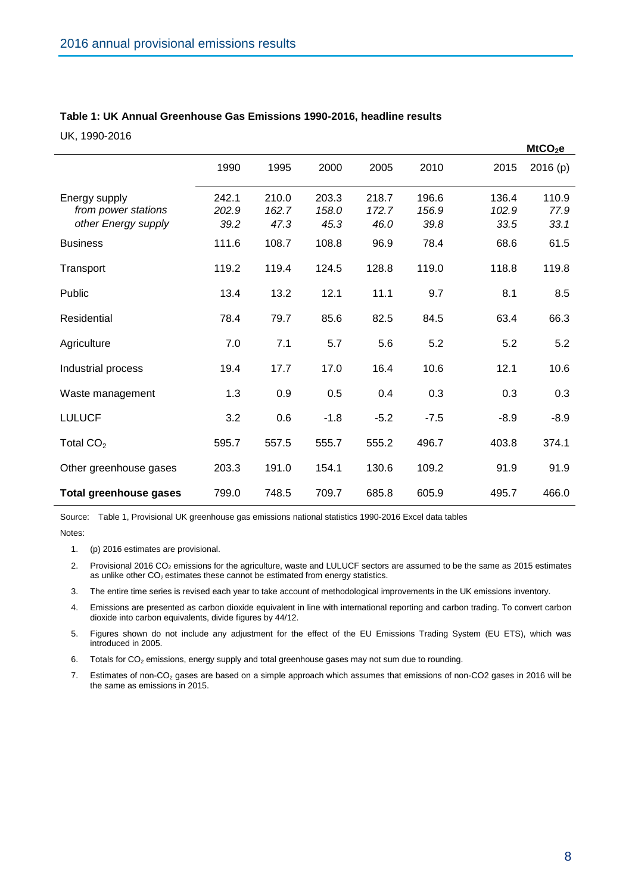**Table 1: UK Annual Greenhouse Gas Emissions 1990-2016, headline results**

UK, 1990-2016

$MtCO_2e$

| | 1990 | 1995 | 2000 | 2005 | 2010 | 2015 | 2016 (p) |
|---|---|---|---|---|---|---|---|
| Energy supply | 242.1 | 210.0 | 203.3 | 218.7 | 196.6 | 136.4 | 110.9 |
| *from power stations* | *202.9* | *162.7* | *158.0* | *172.7* | *156.9* | *102.9* | *77.9* |
| *other Energy supply* | *39.2* | *47.3* | *45.3* | *46.0* | *39.8* | *33.5* | *33.1* |
| Business | 111.6 | 108.7 | 108.8 | 96.9 | 78.4 | 68.6 | 61.5 |
| Transport | 119.2 | 119.4 | 124.5 | 128.8 | 119.0 | 118.8 | 119.8 |
| Public | 13.4 | 13.2 | 12.1 | 11.1 | 9.7 | 8.1 | 8.5 |
| Residential | 78.4 | 79.7 | 85.6 | 82.5 | 84.5 | 63.4 | 66.3 |
| Agriculture | 7.0 | 7.1 | 5.7 | 5.6 | 5.2 | 5.2 | 5.2 |
| Industrial process | 19.4 | 17.7 | 17.0 | 16.4 | 10.6 | 12.1 | 10.6 |
| Waste management | 1.3 | 0.9 | 0.5 | 0.4 | 0.3 | 0.3 | 0.3 |
| LULUCF | 3.2 | 0.6 | -1.8 | -5.2 | -7.5 | -8.9 | -8.9 |
| Total $CO_2$ | 595.7 | 557.5 | 555.7 | 555.2 | 496.7 | 403.8 | 374.1 |
| Other greenhouse gases | 203.3 | 191.0 | 154.1 | 130.6 | 109.2 | 91.9 | 91.9 |
| **Total greenhouse gases** | 799.0 | 748.5 | 709.7 | 685.8 | 605.9 | 495.7 | 466.0 |

Source: Table 1, Provisional UK greenhouse gas emissions national statistics 1990-2016 Excel data tables

Notes:

1. (p) 2016 estimates are provisional.
2. Provisional 2016 $CO_2$ emissions for the agriculture, waste and LULUCF sectors are assumed to be the same as 2015 estimates as unlike other $CO_2$ estimates these cannot be estimated from energy statistics.
3. The entire time series is revised each year to take account of methodological improvements in the UK emissions inventory.
4. Emissions are presented as carbon dioxide equivalent in line with international reporting and carbon trading. To convert carbon dioxide into carbon equivalents, divide figures by 44/12.
5. Figures shown do not include any adjustment for the effect of the EU Emissions Trading System (EU ETS), which was introduced in 2005.
6. Totals for $CO_2$ emissions, energy supply and total greenhouse gases may not sum due to rounding.
7. Estimates of non-$CO_2$ gases are based on a simple approach which assumes that emissions of non-CO2 gases in 2016 will be the same as emissions in 2015.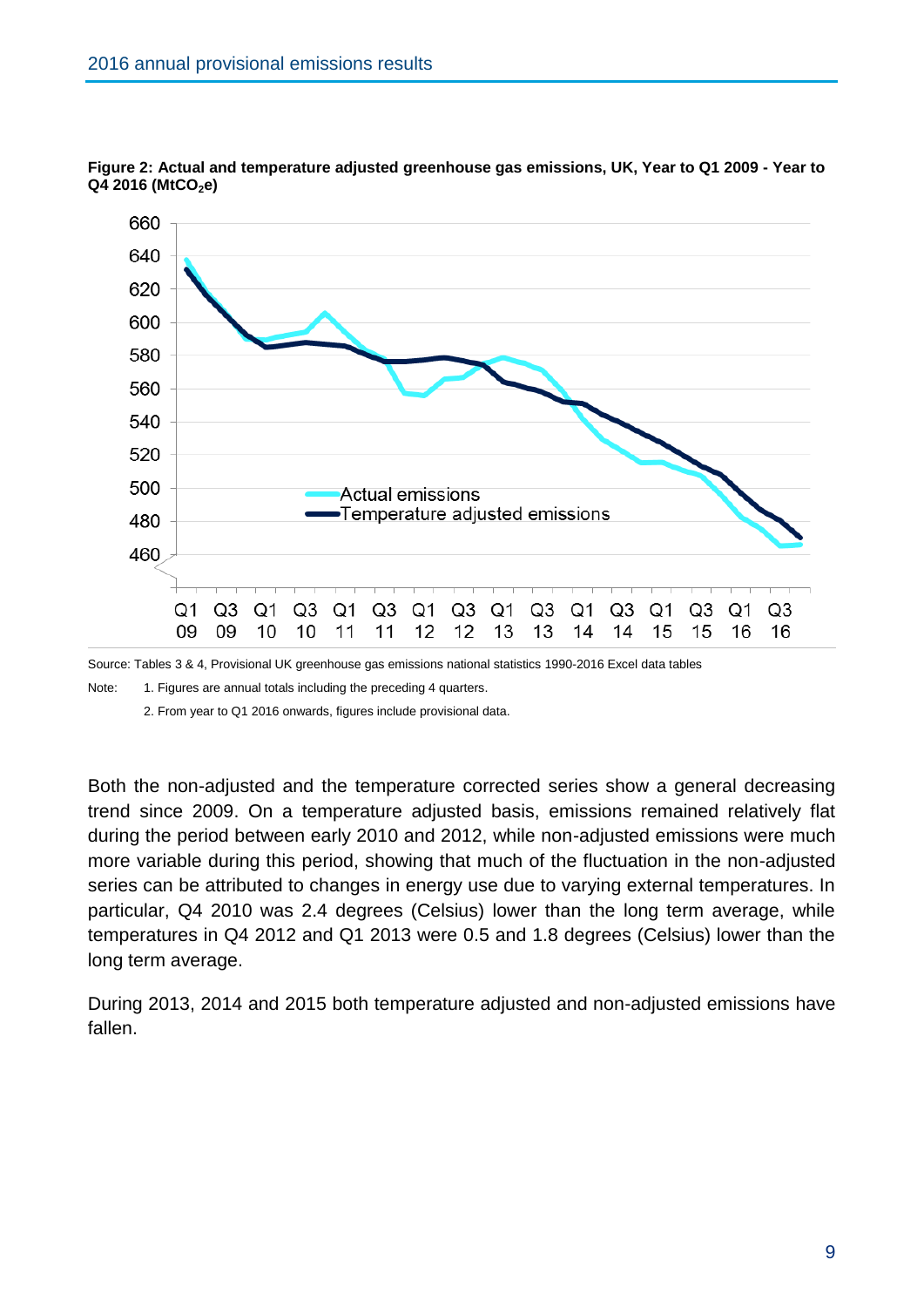**Figure 2: Actual and temperature adjusted greenhouse gas emissions, UK, Year to Q1 2009 - Year to Q4 2016 ($MtCO_2e$)**

Source: Tables 3 & 4, Provisional UK greenhouse gas emissions national statistics 1990-2016 Excel data tables

Note: 1. Figures are annual totals including the preceding 4 quarters.

2. From year to Q1 2016 onwards, figures include provisional data.

Both the non-adjusted and the temperature corrected series show a general decreasing trend since 2009. On a temperature adjusted basis, emissions remained relatively flat during the period between early 2010 and 2012, while non-adjusted emissions were much more variable during this period, showing that much of the fluctuation in the non-adjusted series can be attributed to changes in energy use due to varying external temperatures. In particular, Q4 2010 was 2.4 degrees (Celsius) lower than the long term average, while temperatures in Q4 2012 and Q1 2013 were 0.5 and 1.8 degrees (Celsius) lower than the long term average.

During 2013, 2014 and 2015 both temperature adjusted and non-adjusted emissions have fallen.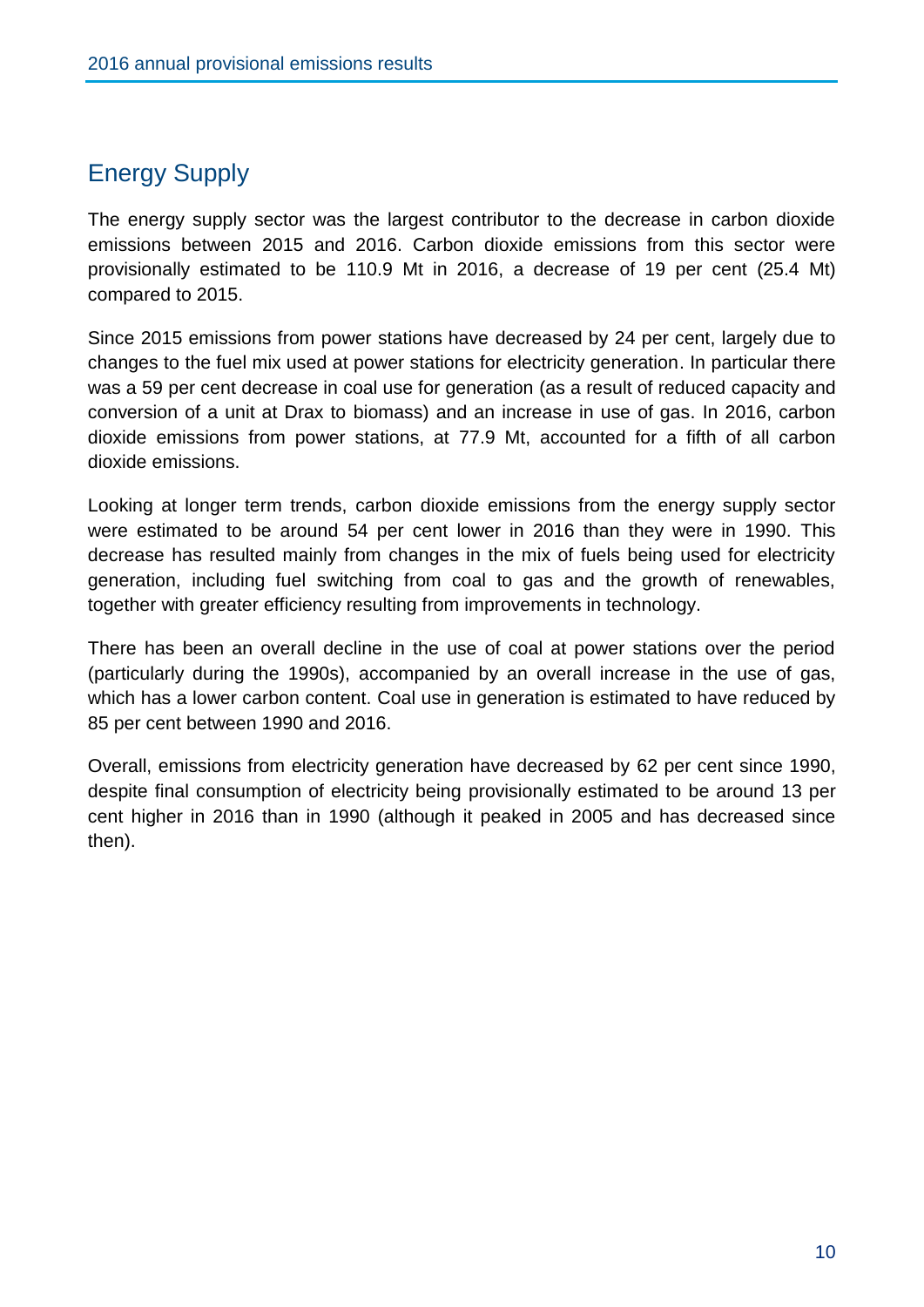## Energy Supply

The energy supply sector was the largest contributor to the decrease in carbon dioxide emissions between 2015 and 2016. Carbon dioxide emissions from this sector were provisionally estimated to be 110.9 Mt in 2016, a decrease of 19 per cent (25.4 Mt) compared to 2015.

Since 2015 emissions from power stations have decreased by 24 per cent, largely due to changes to the fuel mix used at power stations for electricity generation. In particular there was a 59 per cent decrease in coal use for generation (as a result of reduced capacity and conversion of a unit at Drax to biomass) and an increase in use of gas. In 2016, carbon dioxide emissions from power stations, at 77.9 Mt, accounted for a fifth of all carbon dioxide emissions.

Looking at longer term trends, carbon dioxide emissions from the energy supply sector were estimated to be around 54 per cent lower in 2016 than they were in 1990. This decrease has resulted mainly from changes in the mix of fuels being used for electricity generation, including fuel switching from coal to gas and the growth of renewables, together with greater efficiency resulting from improvements in technology.

There has been an overall decline in the use of coal at power stations over the period (particularly during the 1990s), accompanied by an overall increase in the use of gas, which has a lower carbon content. Coal use in generation is estimated to have reduced by 85 per cent between 1990 and 2016.

Overall, emissions from electricity generation have decreased by 62 per cent since 1990, despite final consumption of electricity being provisionally estimated to be around 13 per cent higher in 2016 than in 1990 (although it peaked in 2005 and has decreased since then).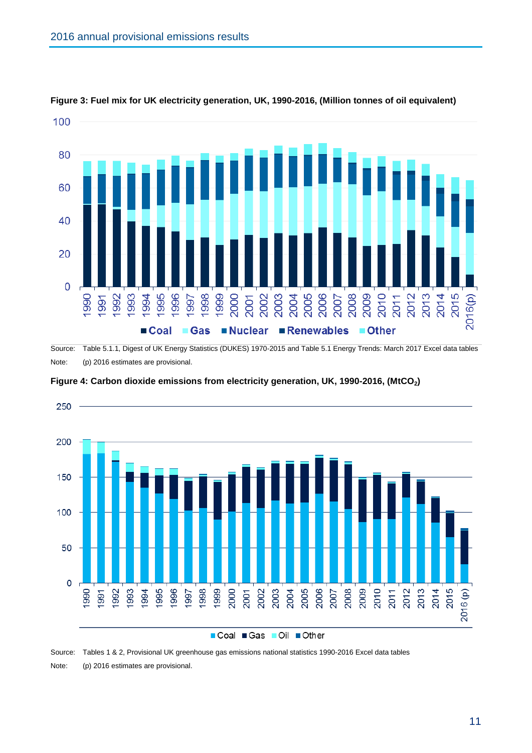**Figure 3: Fuel mix for UK electricity generation, UK, 1990-2016, (Million tonnes of oil equivalent)**

Source: Table 5.1.1, Digest of UK Energy Statistics (DUKES) 1970-2015 and Table 5.1 Energy Trends: March 2017 Excel data tables

Note: (p) 2016 estimates are provisional.

**Figure 4: Carbon dioxide emissions from electricity generation, UK, 1990-2016, ($MtCO_2$)**

Source: Tables 1 & 2, Provisional UK greenhouse gas emissions national statistics 1990-2016 Excel data tables

Note: (p) 2016 estimates are provisional.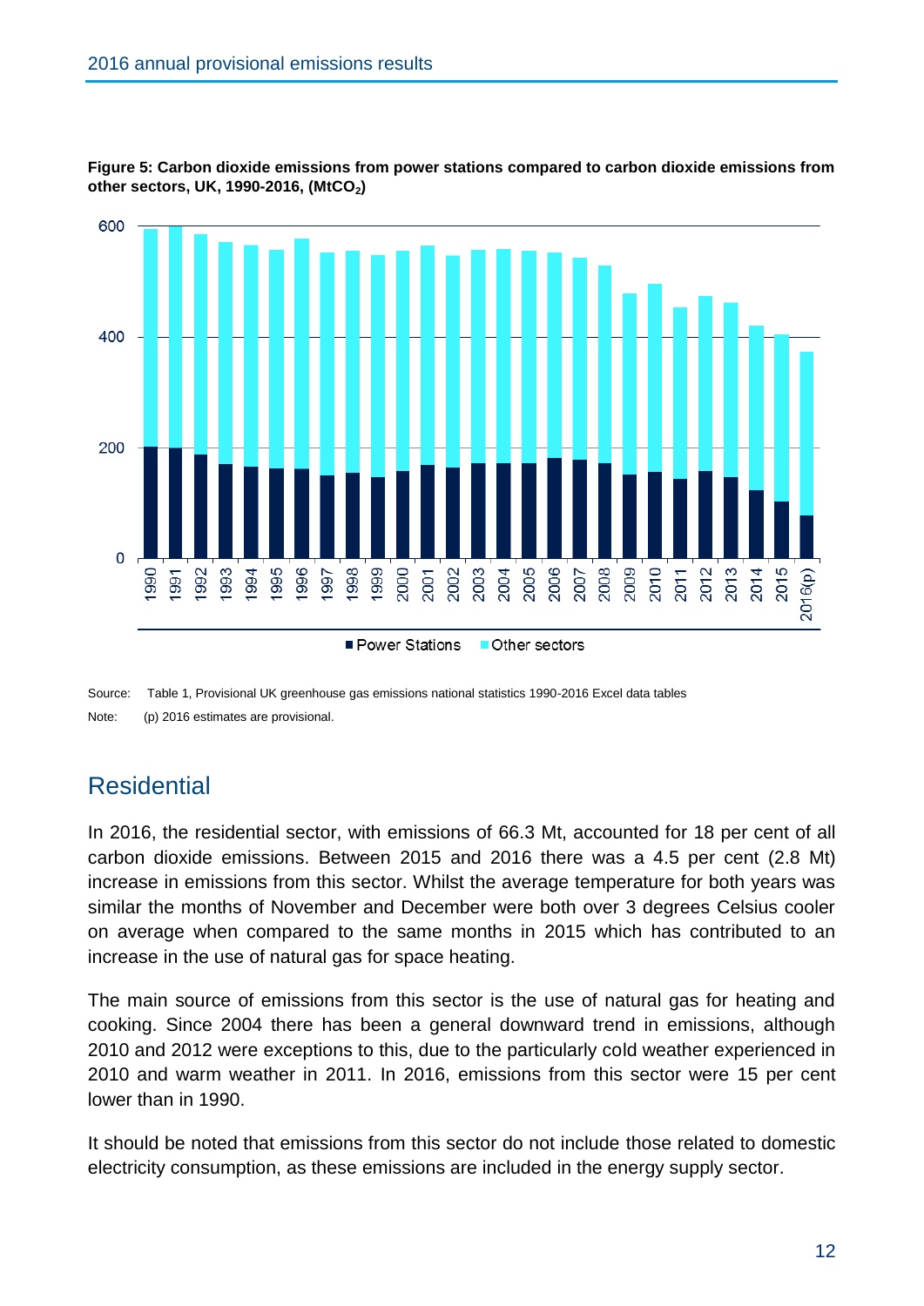**Figure 5: Carbon dioxide emissions from power stations compared to carbon dioxide emissions from other sectors, UK, 1990-2016, ($MtCO_2$)**

Source: Table 1, Provisional UK greenhouse gas emissions national statistics 1990-2016 Excel data tables

Note: (p) 2016 estimates are provisional.

## Residential

In 2016, the residential sector, with emissions of 66.3 Mt, accounted for 18 per cent of all carbon dioxide emissions. Between 2015 and 2016 there was a 4.5 per cent (2.8 Mt) increase in emissions from this sector. Whilst the average temperature for both years was similar the months of November and December were both over 3 degrees Celsius cooler on average when compared to the same months in 2015 which has contributed to an increase in the use of natural gas for space heating.

The main source of emissions from this sector is the use of natural gas for heating and cooking. Since 2004 there has been a general downward trend in emissions, although 2010 and 2012 were exceptions to this, due to the particularly cold weather experienced in 2010 and warm weather in 2011. In 2016, emissions from this sector were 15 per cent lower than in 1990.

It should be noted that emissions from this sector do not include those related to domestic electricity consumption, as these emissions are included in the energy supply sector.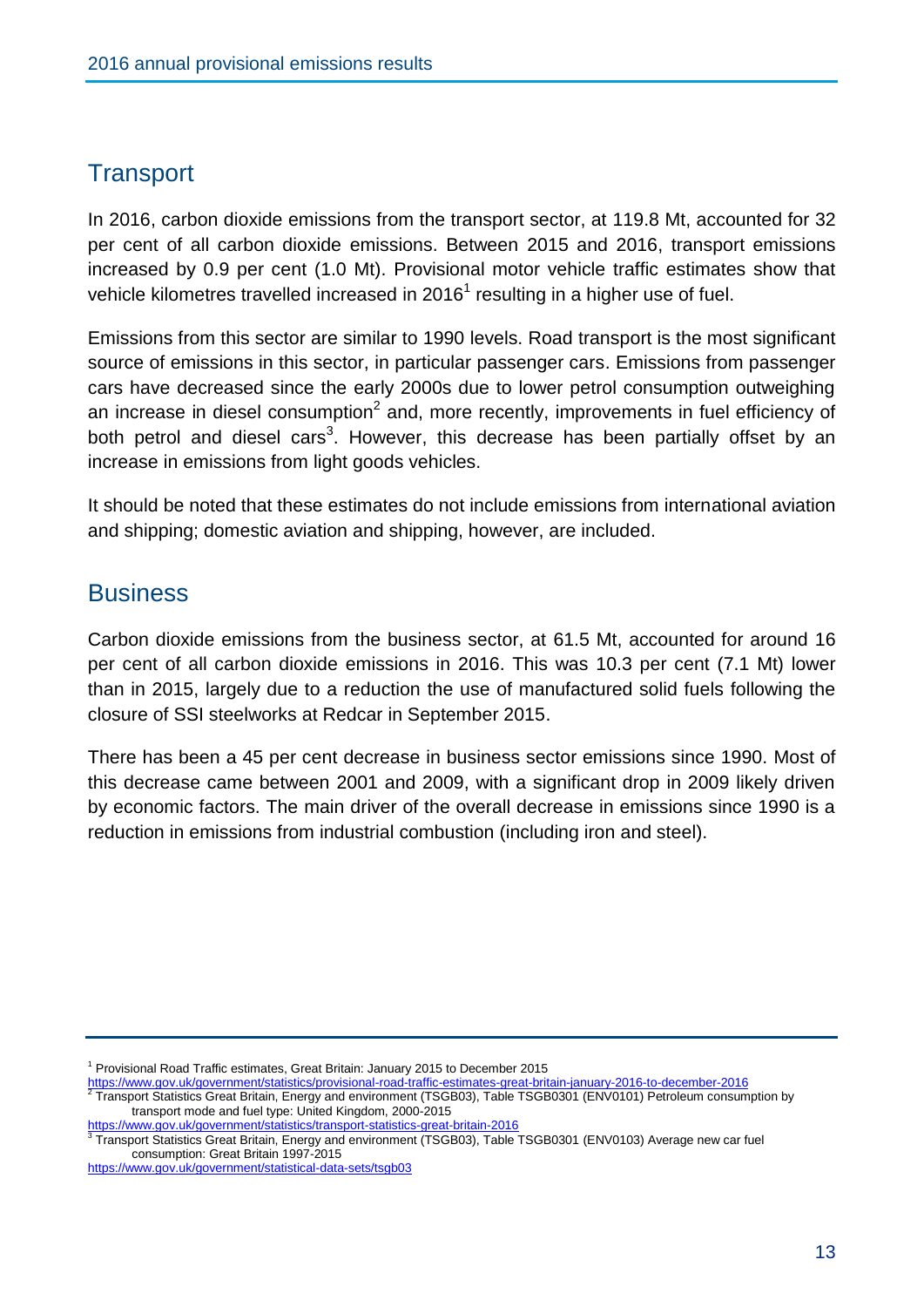## Transport

In 2016, carbon dioxide emissions from the transport sector, at 119.8 Mt, accounted for 32 per cent of all carbon dioxide emissions. Between 2015 and 2016, transport emissions increased by 0.9 per cent (1.0 Mt). Provisional motor vehicle traffic estimates show that vehicle kilometres travelled increased in 2016[1] resulting in a higher use of fuel.

Emissions from this sector are similar to 1990 levels. Road transport is the most significant source of emissions in this sector, in particular passenger cars. Emissions from passenger cars have decreased since the early 2000s due to lower petrol consumption outweighing an increase in diesel consumption[2] and, more recently, improvements in fuel efficiency of both petrol and diesel cars[3]. However, this decrease has been partially offset by an increase in emissions from light goods vehicles.

It should be noted that these estimates do not include emissions from international aviation and shipping; domestic aviation and shipping, however, are included.

## Business

Carbon dioxide emissions from the business sector, at 61.5 Mt, accounted for around 16 per cent of all carbon dioxide emissions in 2016. This was 10.3 per cent (7.1 Mt) lower than in 2015, largely due to a reduction the use of manufactured solid fuels following the closure of SSI steelworks at Redcar in September 2015.

There has been a 45 per cent decrease in business sector emissions since 1990. Most of this decrease came between 2001 and 2009, with a significant drop in 2009 likely driven by economic factors. The main driver of the overall decrease in emissions since 1990 is a reduction in emissions from industrial combustion (including iron and steel).

---

[1] Provisional Road Traffic estimates, Great Britain: January 2015 to December 2015
https://www.gov.uk/government/statistics/provisional-road-traffic-estimates-great-britain-january-2016-to-december-2016

[2] Transport Statistics Great Britain, Energy and environment (TSGB03), Table TSGB0301 (ENV0101) Petroleum consumption by transport mode and fuel type: United Kingdom, 2000-2015
https://www.gov.uk/government/statistics/transport-statistics-great-britain-2016

[3] Transport Statistics Great Britain, Energy and environment (TSGB03), Table TSGB0301 (ENV0103) Average new car fuel consumption: Great Britain 1997-2015
https://www.gov.uk/government/statistical-data-sets/tsgb03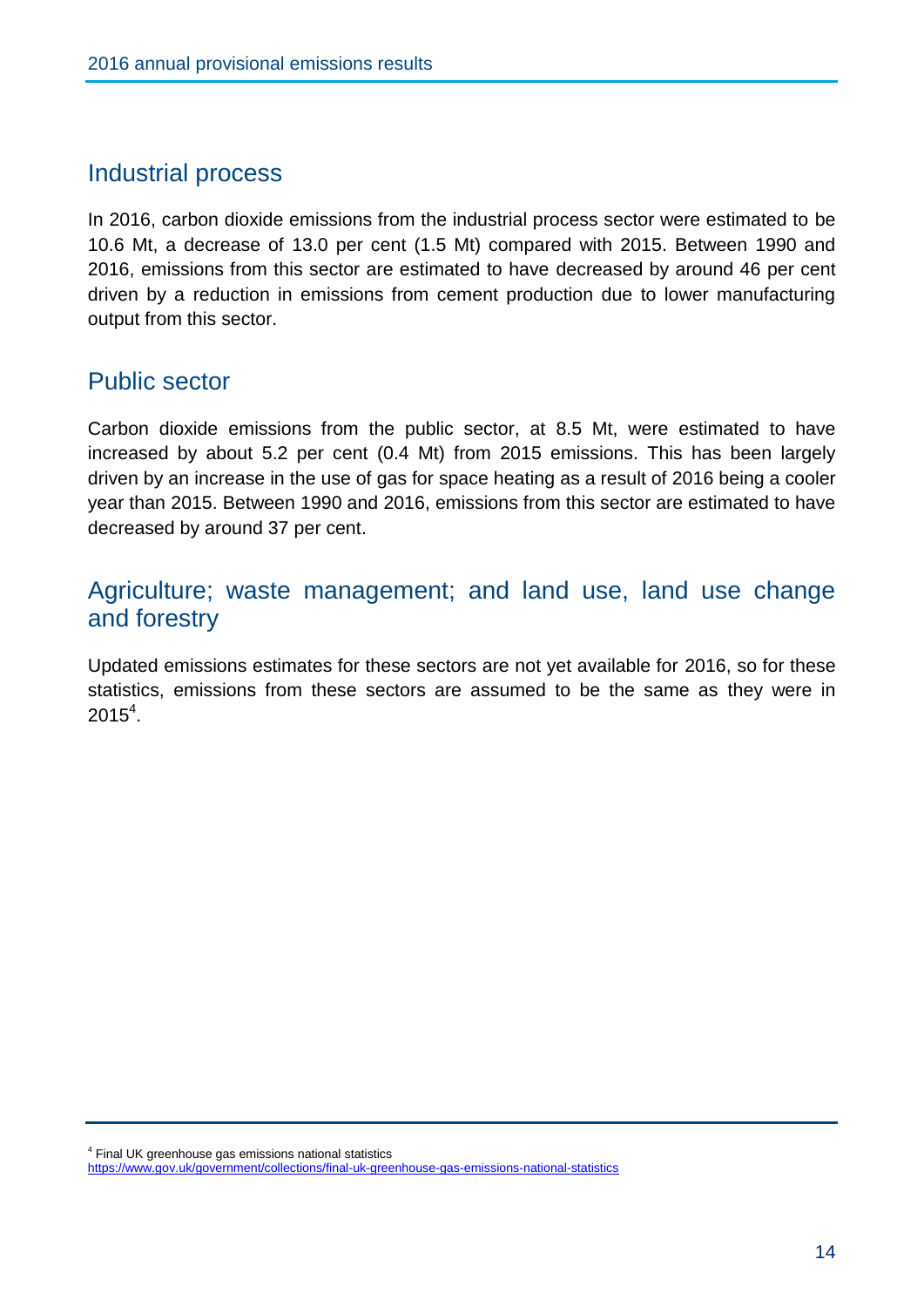## Industrial process

In 2016, carbon dioxide emissions from the industrial process sector were estimated to be 10.6 Mt, a decrease of 13.0 per cent (1.5 Mt) compared with 2015. Between 1990 and 2016, emissions from this sector are estimated to have decreased by around 46 per cent driven by a reduction in emissions from cement production due to lower manufacturing output from this sector.

## Public sector

Carbon dioxide emissions from the public sector, at 8.5 Mt, were estimated to have increased by about 5.2 per cent (0.4 Mt) from 2015 emissions. This has been largely driven by an increase in the use of gas for space heating as a result of 2016 being a cooler year than 2015. Between 1990 and 2016, emissions from this sector are estimated to have decreased by around 37 per cent.

## Agriculture; waste management; and land use, land use change and forestry

Updated emissions estimates for these sectors are not yet available for 2016, so for these statistics, emissions from these sectors are assumed to be the same as they were in 2015[4].

---

[4] Final UK greenhouse gas emissions national statistics
https://www.gov.uk/government/collections/final-uk-greenhouse-gas-emissions-national-statistics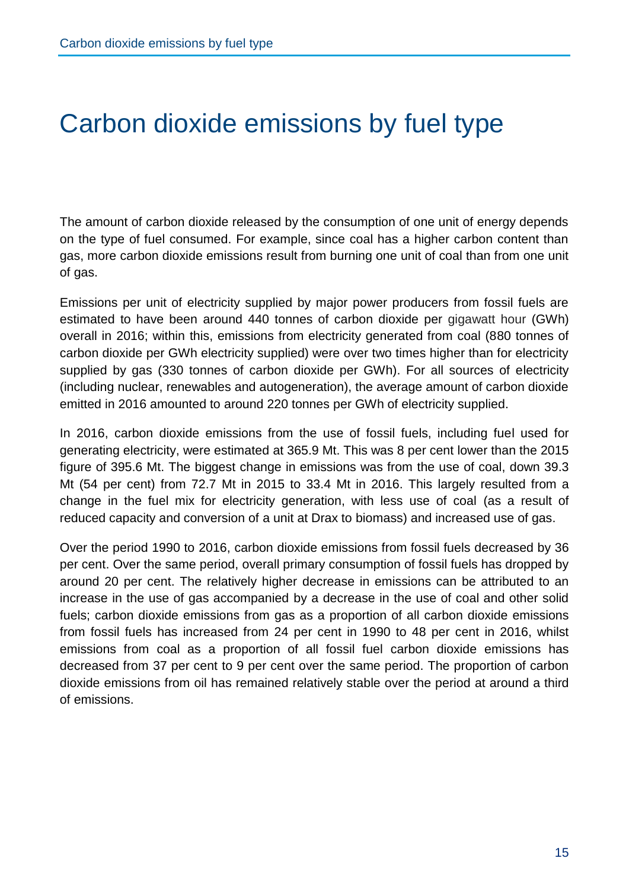# Carbon dioxide emissions by fuel type

The amount of carbon dioxide released by the consumption of one unit of energy depends on the type of fuel consumed. For example, since coal has a higher carbon content than gas, more carbon dioxide emissions result from burning one unit of coal than from one unit of gas.

Emissions per unit of electricity supplied by major power producers from fossil fuels are estimated to have been around 440 tonnes of carbon dioxide per gigawatt hour (GWh) overall in 2016; within this, emissions from electricity generated from coal (880 tonnes of carbon dioxide per GWh electricity supplied) were over two times higher than for electricity supplied by gas (330 tonnes of carbon dioxide per GWh). For all sources of electricity (including nuclear, renewables and autogeneration), the average amount of carbon dioxide emitted in 2016 amounted to around 220 tonnes per GWh of electricity supplied.

In 2016, carbon dioxide emissions from the use of fossil fuels, including fuel used for generating electricity, were estimated at 365.9 Mt. This was 8 per cent lower than the 2015 figure of 395.6 Mt. The biggest change in emissions was from the use of coal, down 39.3 Mt (54 per cent) from 72.7 Mt in 2015 to 33.4 Mt in 2016. This largely resulted from a change in the fuel mix for electricity generation, with less use of coal (as a result of reduced capacity and conversion of a unit at Drax to biomass) and increased use of gas.

Over the period 1990 to 2016, carbon dioxide emissions from fossil fuels decreased by 36 per cent. Over the same period, overall primary consumption of fossil fuels has dropped by around 20 per cent. The relatively higher decrease in emissions can be attributed to an increase in the use of gas accompanied by a decrease in the use of coal and other solid fuels; carbon dioxide emissions from gas as a proportion of all carbon dioxide emissions from fossil fuels has increased from 24 per cent in 1990 to 48 per cent in 2016, whilst emissions from coal as a proportion of all fossil fuel carbon dioxide emissions has decreased from 37 per cent to 9 per cent over the same period. The proportion of carbon dioxide emissions from oil has remained relatively stable over the period at around a third of emissions.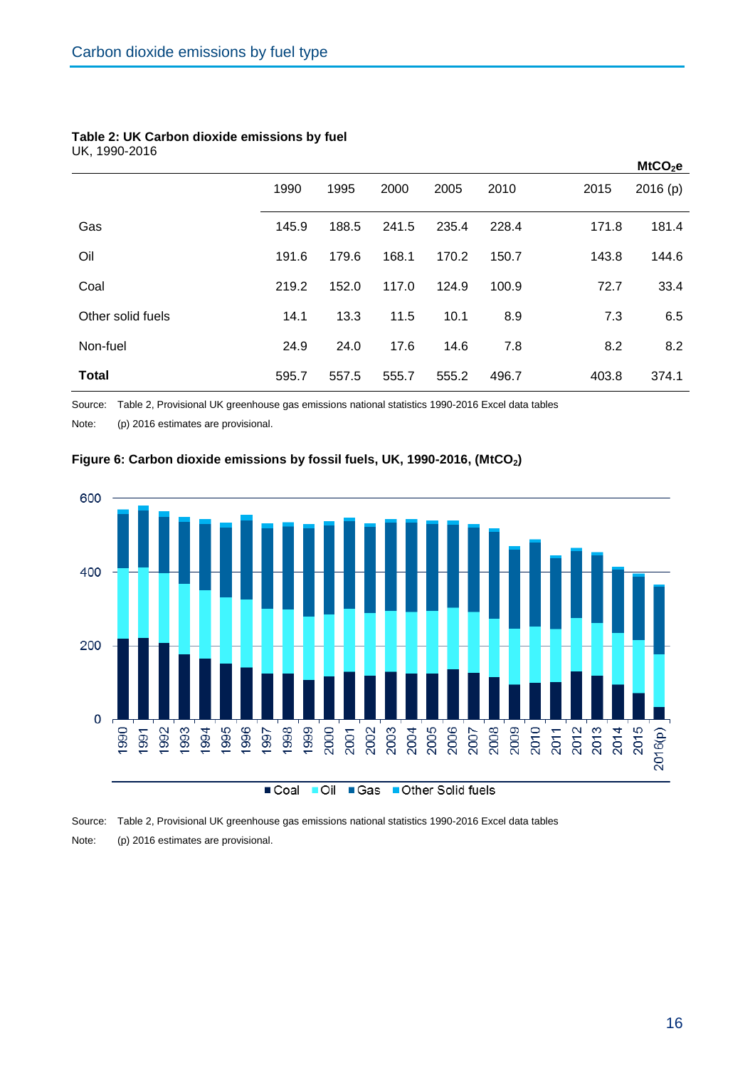## Carbon dioxide emissions by fuel type

**Table 2: UK Carbon dioxide emissions by fuel**
UK, 1990-2016

$MtCO_2e$

| | 1990 | 1995 | 2000 | 2005 | 2010 | 2015 | 2016 (p) |
|---|---|---|---|---|---|---|---|
| Gas | 145.9 | 188.5 | 241.5 | 235.4 | 228.4 | 171.8 | 181.4 |
| Oil | 191.6 | 179.6 | 168.1 | 170.2 | 150.7 | 143.8 | 144.6 |
| Coal | 219.2 | 152.0 | 117.0 | 124.9 | 100.9 | 72.7 | 33.4 |
| Other solid fuels | 14.1 | 13.3 | 11.5 | 10.1 | 8.9 | 7.3 | 6.5 |
| Non-fuel | 24.9 | 24.0 | 17.6 | 14.6 | 7.8 | 8.2 | 8.2 |
| **Total** | 595.7 | 557.5 | 555.7 | 555.2 | 496.7 | 403.8 | 374.1 |

Source: Table 2, Provisional UK greenhouse gas emissions national statistics 1990-2016 Excel data tables

Note: (p) 2016 estimates are provisional.

**Figure 6: Carbon dioxide emissions by fossil fuels, UK, 1990-2016, ($MtCO_2$)**

Source: Table 2, Provisional UK greenhouse gas emissions national statistics 1990-2016 Excel data tables

Note: (p) 2016 estimates are provisional.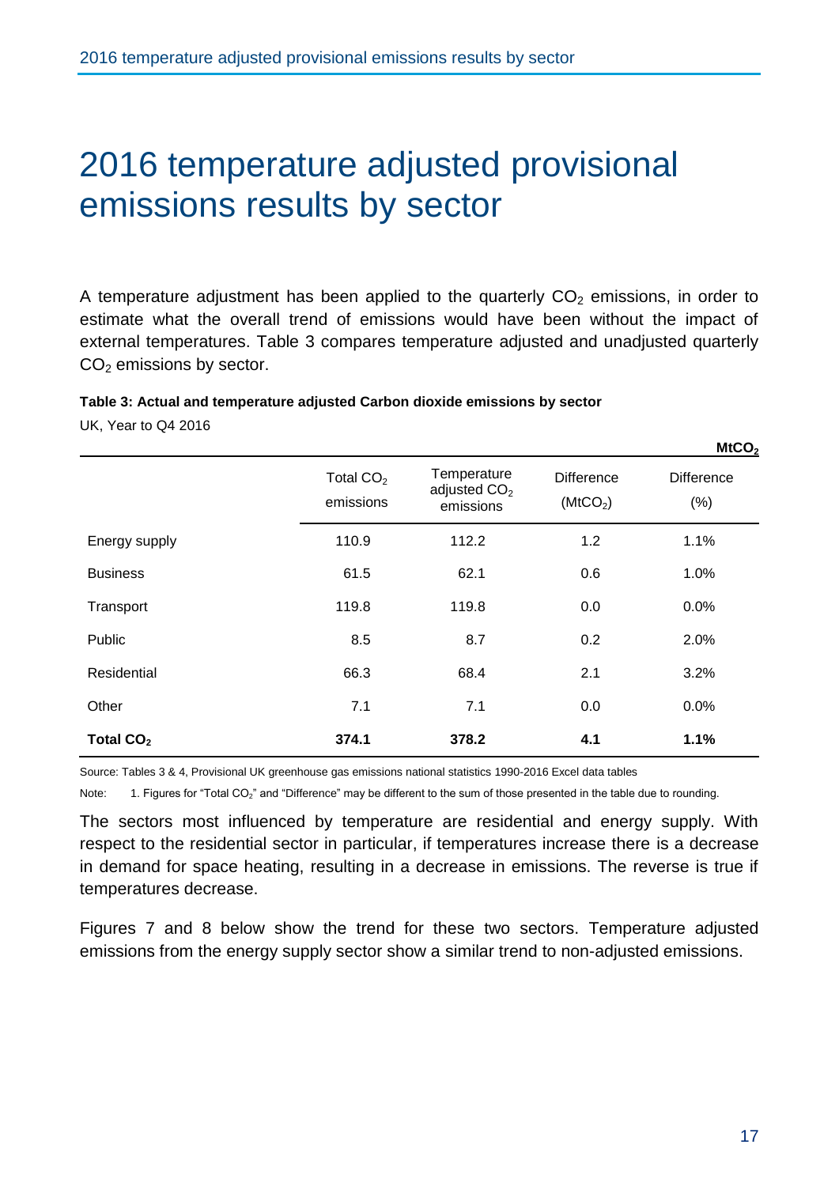# 2016 temperature adjusted provisional emissions results by sector

A temperature adjustment has been applied to the quarterly $CO_2$ emissions, in order to estimate what the overall trend of emissions would have been without the impact of external temperatures. Table 3 compares temperature adjusted and unadjusted quarterly $CO_2$ emissions by sector.

**Table 3: Actual and temperature adjusted Carbon dioxide emissions by sector**

UK, Year to Q4 2016

**$MtCO_2$**

| | Total $CO_2$ emissions | Temperature adjusted $CO_2$ emissions | Difference ($MtCO_2$) | Difference (%) |
|---|---|---|---|---|
| Energy supply | 110.9 | 112.2 | 1.2 | 1.1% |
| Business | 61.5 | 62.1 | 0.6 | 1.0% |
| Transport | 119.8 | 119.8 | 0.0 | 0.0% |
| Public | 8.5 | 8.7 | 0.2 | 2.0% |
| Residential | 66.3 | 68.4 | 2.1 | 3.2% |
| Other | 7.1 | 7.1 | 0.0 | 0.0% |
| **Total $CO_2$** | **374.1** | **378.2** | **4.1** | **1.1%** |

Source: Tables 3 & 4, Provisional UK greenhouse gas emissions national statistics 1990-2016 Excel data tables

Note: 1. Figures for "Total $CO_2$" and "Difference" may be different to the sum of those presented in the table due to rounding.

The sectors most influenced by temperature are residential and energy supply. With respect to the residential sector in particular, if temperatures increase there is a decrease in demand for space heating, resulting in a decrease in emissions. The reverse is true if temperatures decrease.

Figures 7 and 8 below show the trend for these two sectors. Temperature adjusted emissions from the energy supply sector show a similar trend to non-adjusted emissions.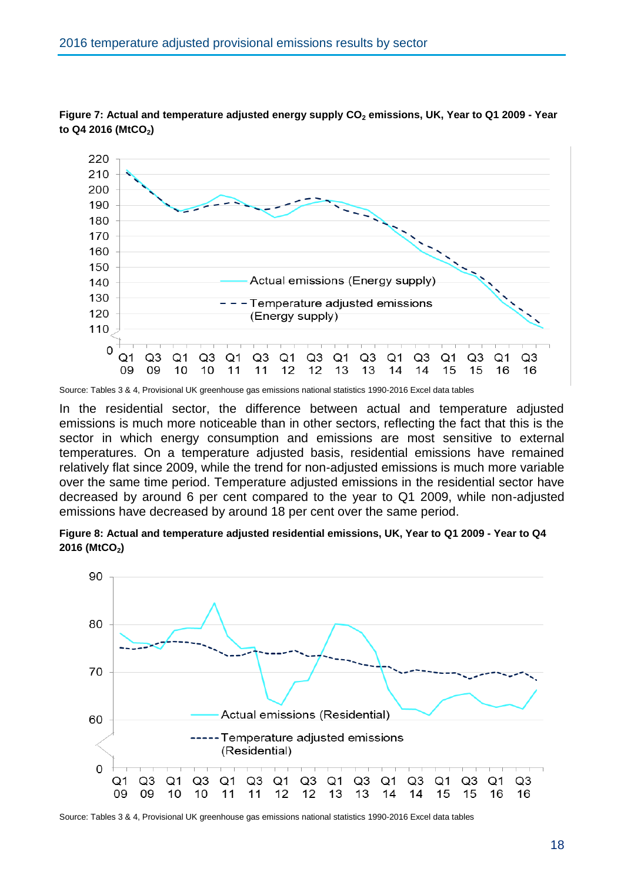**Figure 7: Actual and temperature adjusted energy supply $CO_2$ emissions, UK, Year to Q1 2009 - Year to Q4 2016 ($MtCO_2$)**

Source: Tables 3 & 4, Provisional UK greenhouse gas emissions national statistics 1990-2016 Excel data tables

In the residential sector, the difference between actual and temperature adjusted emissions is much more noticeable than in other sectors, reflecting the fact that this is the sector in which energy consumption and emissions are most sensitive to external temperatures. On a temperature adjusted basis, residential emissions have remained relatively flat since 2009, while the trend for non-adjusted emissions is much more variable over the same time period. Temperature adjusted emissions in the residential sector have decreased by around 6 per cent compared to the year to Q1 2009, while non-adjusted emissions have decreased by around 18 per cent over the same period.

**Figure 8: Actual and temperature adjusted residential emissions, UK, Year to Q1 2009 - Year to Q4 2016 ($MtCO_2$)**

Source: Tables 3 & 4, Provisional UK greenhouse gas emissions national statistics 1990-2016 Excel data tables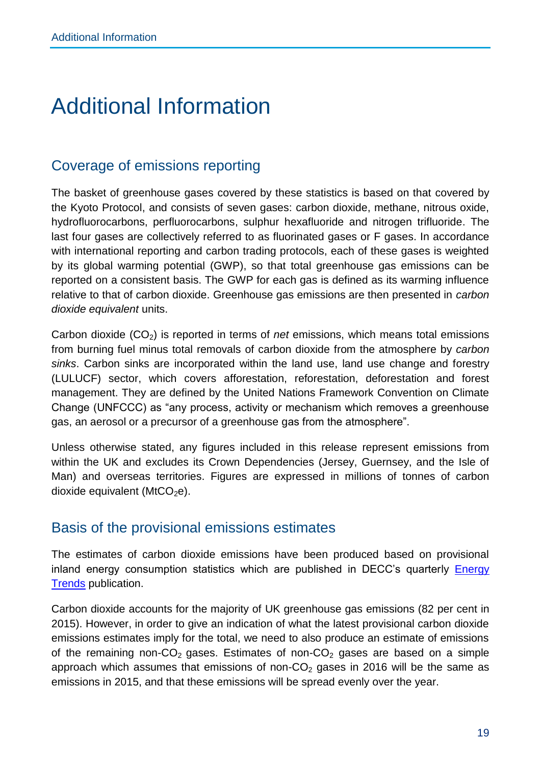# Additional Information

## Coverage of emissions reporting

The basket of greenhouse gases covered by these statistics is based on that covered by the Kyoto Protocol, and consists of seven gases: carbon dioxide, methane, nitrous oxide, hydrofluorocarbons, perfluorocarbons, sulphur hexafluoride and nitrogen trifluoride. The last four gases are collectively referred to as fluorinated gases or F gases. In accordance with international reporting and carbon trading protocols, each of these gases is weighted by its global warming potential (GWP), so that total greenhouse gas emissions can be reported on a consistent basis. The GWP for each gas is defined as its warming influence relative to that of carbon dioxide. Greenhouse gas emissions are then presented in *carbon dioxide equivalent* units.

Carbon dioxide ($CO_2$) is reported in terms of *net* emissions, which means total emissions from burning fuel minus total removals of carbon dioxide from the atmosphere by *carbon sinks*. Carbon sinks are incorporated within the land use, land use change and forestry (LULUCF) sector, which covers afforestation, reforestation, deforestation and forest management. They are defined by the United Nations Framework Convention on Climate Change (UNFCCC) as "any process, activity or mechanism which removes a greenhouse gas, an aerosol or a precursor of a greenhouse gas from the atmosphere".

Unless otherwise stated, any figures included in this release represent emissions from within the UK and excludes its Crown Dependencies (Jersey, Guernsey, and the Isle of Man) and overseas territories. Figures are expressed in millions of tonnes of carbon dioxide equivalent ($MtCO_2e$).

## Basis of the provisional emissions estimates

The estimates of carbon dioxide emissions have been produced based on provisional inland energy consumption statistics which are published in DECC's quarterly [Energy Trends] publication.

Carbon dioxide accounts for the majority of UK greenhouse gas emissions (82 per cent in 2015). However, in order to give an indication of what the latest provisional carbon dioxide emissions estimates imply for the total, we need to also produce an estimate of emissions of the remaining non-$CO_2$ gases. Estimates of non-$CO_2$ gases are based on a simple approach which assumes that emissions of non-$CO_2$ gases in 2016 will be the same as emissions in 2015, and that these emissions will be spread evenly over the year.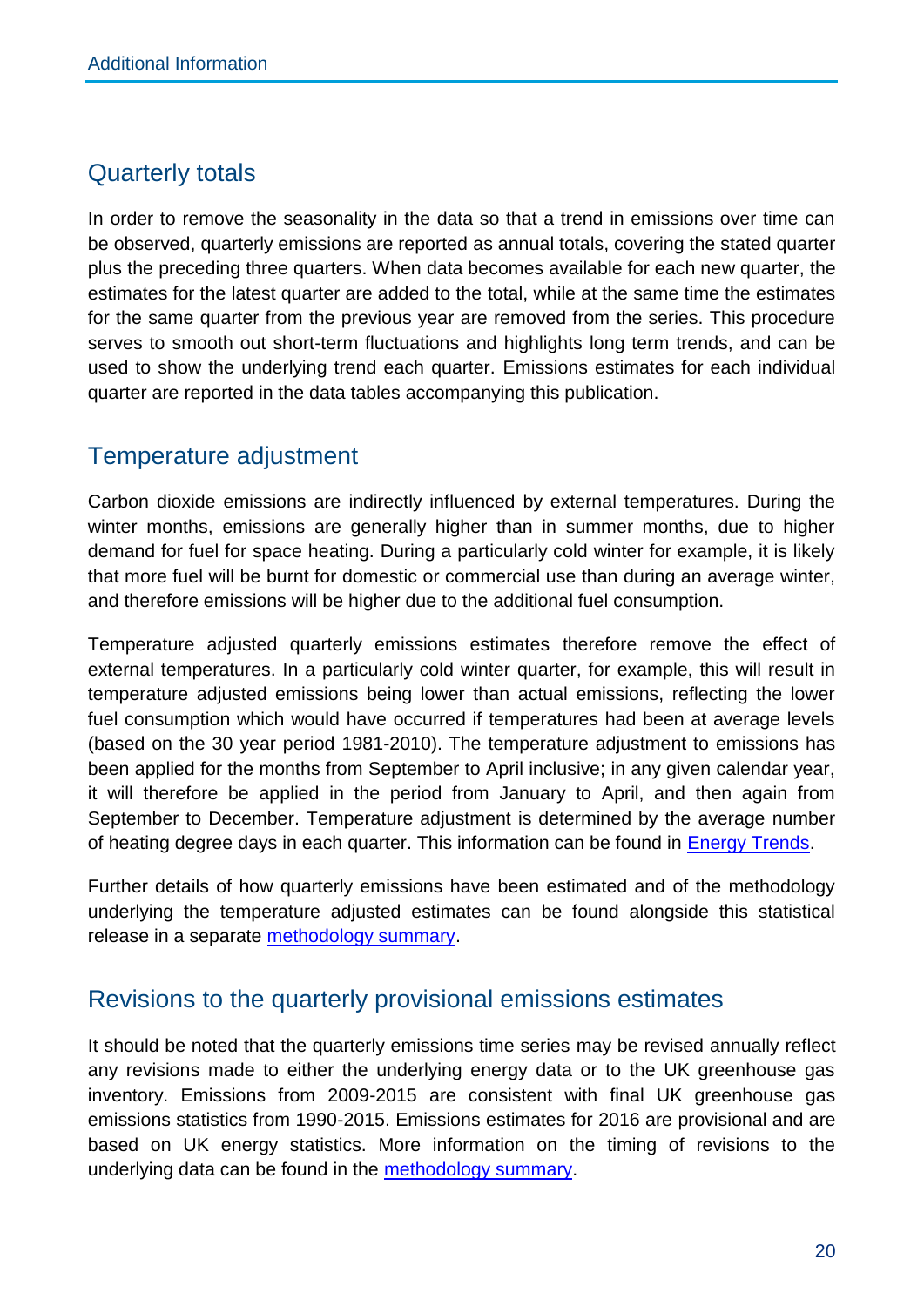## Quarterly totals

In order to remove the seasonality in the data so that a trend in emissions over time can be observed, quarterly emissions are reported as annual totals, covering the stated quarter plus the preceding three quarters. When data becomes available for each new quarter, the estimates for the latest quarter are added to the total, while at the same time the estimates for the same quarter from the previous year are removed from the series. This procedure serves to smooth out short-term fluctuations and highlights long term trends, and can be used to show the underlying trend each quarter. Emissions estimates for each individual quarter are reported in the data tables accompanying this publication.

## Temperature adjustment

Carbon dioxide emissions are indirectly influenced by external temperatures. During the winter months, emissions are generally higher than in summer months, due to higher demand for fuel for space heating. During a particularly cold winter for example, it is likely that more fuel will be burnt for domestic or commercial use than during an average winter, and therefore emissions will be higher due to the additional fuel consumption.

Temperature adjusted quarterly emissions estimates therefore remove the effect of external temperatures. In a particularly cold winter quarter, for example, this will result in temperature adjusted emissions being lower than actual emissions, reflecting the lower fuel consumption which would have occurred if temperatures had been at average levels (based on the 30 year period 1981-2010). The temperature adjustment to emissions has been applied for the months from September to April inclusive; in any given calendar year, it will therefore be applied in the period from January to April, and then again from September to December. Temperature adjustment is determined by the average number of heating degree days in each quarter. This information can be found in Energy Trends.

Further details of how quarterly emissions have been estimated and of the methodology underlying the temperature adjusted estimates can be found alongside this statistical release in a separate methodology summary.

## Revisions to the quarterly provisional emissions estimates

It should be noted that the quarterly emissions time series may be revised annually reflect any revisions made to either the underlying energy data or to the UK greenhouse gas inventory. Emissions from 2009-2015 are consistent with final UK greenhouse gas emissions statistics from 1990-2015. Emissions estimates for 2016 are provisional and are based on UK energy statistics. More information on the timing of revisions to the underlying data can be found in the methodology summary.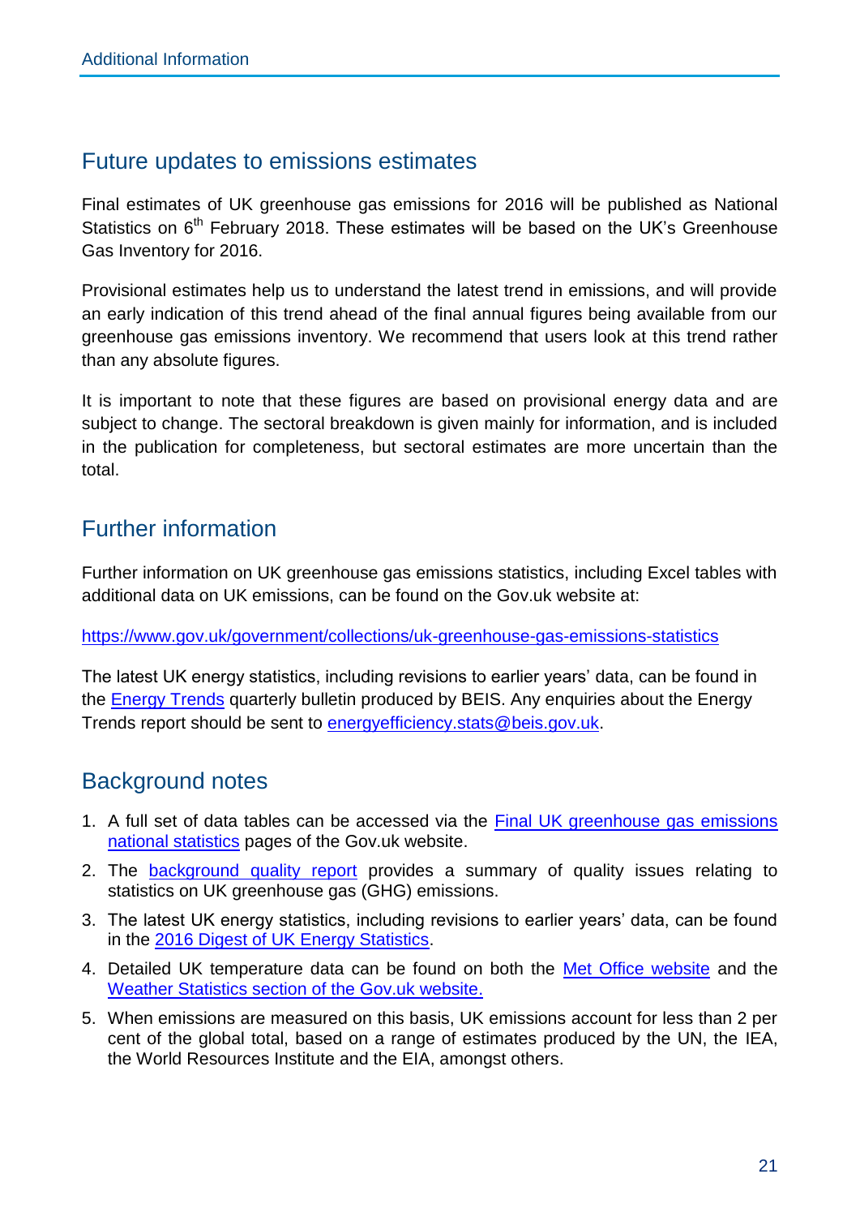## Future updates to emissions estimates

Final estimates of UK greenhouse gas emissions for 2016 will be published as National Statistics on 6th February 2018. These estimates will be based on the UK's Greenhouse Gas Inventory for 2016.

Provisional estimates help us to understand the latest trend in emissions, and will provide an early indication of this trend ahead of the final annual figures being available from our greenhouse gas emissions inventory. We recommend that users look at this trend rather than any absolute figures.

It is important to note that these figures are based on provisional energy data and are subject to change. The sectoral breakdown is given mainly for information, and is included in the publication for completeness, but sectoral estimates are more uncertain than the total.

## Further information

Further information on UK greenhouse gas emissions statistics, including Excel tables with additional data on UK emissions, can be found on the Gov.uk website at:

https://www.gov.uk/government/collections/uk-greenhouse-gas-emissions-statistics

The latest UK energy statistics, including revisions to earlier years' data, can be found in the Energy Trends quarterly bulletin produced by BEIS. Any enquiries about the Energy Trends report should be sent to energyefficiency.stats@beis.gov.uk.

## Background notes

1. A full set of data tables can be accessed via the Final UK greenhouse gas emissions national statistics pages of the Gov.uk website.
2. The background quality report provides a summary of quality issues relating to statistics on UK greenhouse gas (GHG) emissions.
3. The latest UK energy statistics, including revisions to earlier years' data, can be found in the 2016 Digest of UK Energy Statistics.
4. Detailed UK temperature data can be found on both the Met Office website and the Weather Statistics section of the Gov.uk website.
5. When emissions are measured on this basis, UK emissions account for less than 2 per cent of the global total, based on a range of estimates produced by the UN, the IEA, the World Resources Institute and the EIA, amongst others.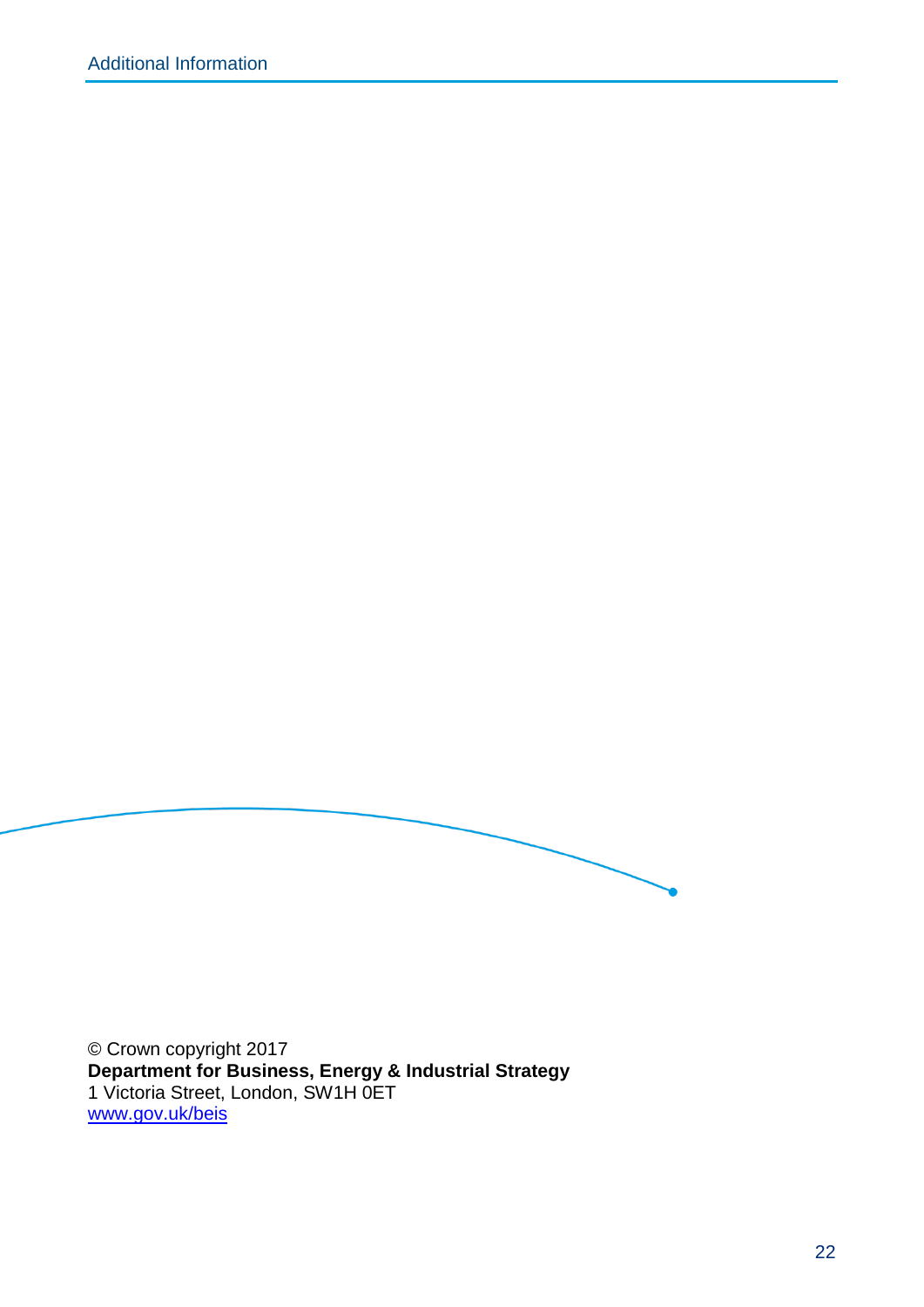© Crown copyright 2017
**Department for Business, Energy & Industrial Strategy**
1 Victoria Street, London, SW1H 0ET
[www.gov.uk/beis](http://www.gov.uk/beis)